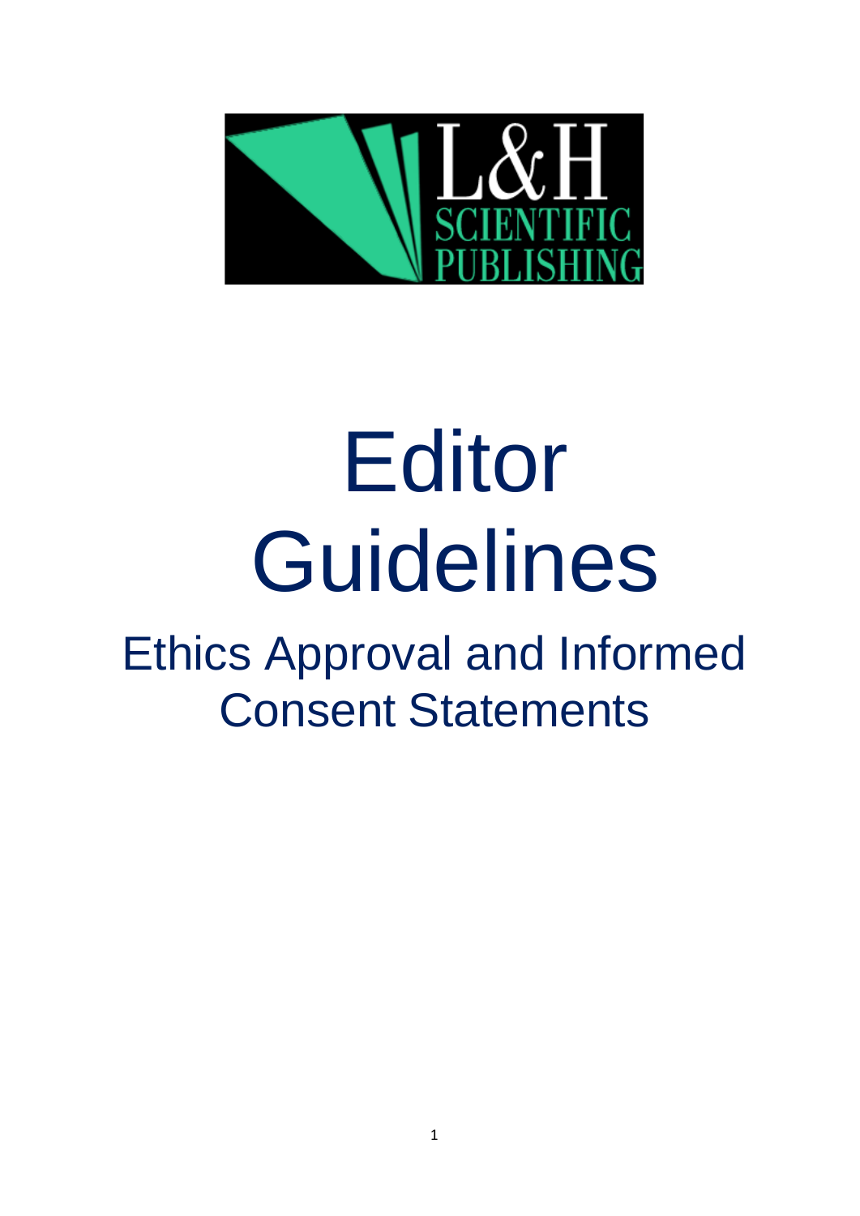# Editor Guidelines

## Ethics Approval and Informed Consent Statements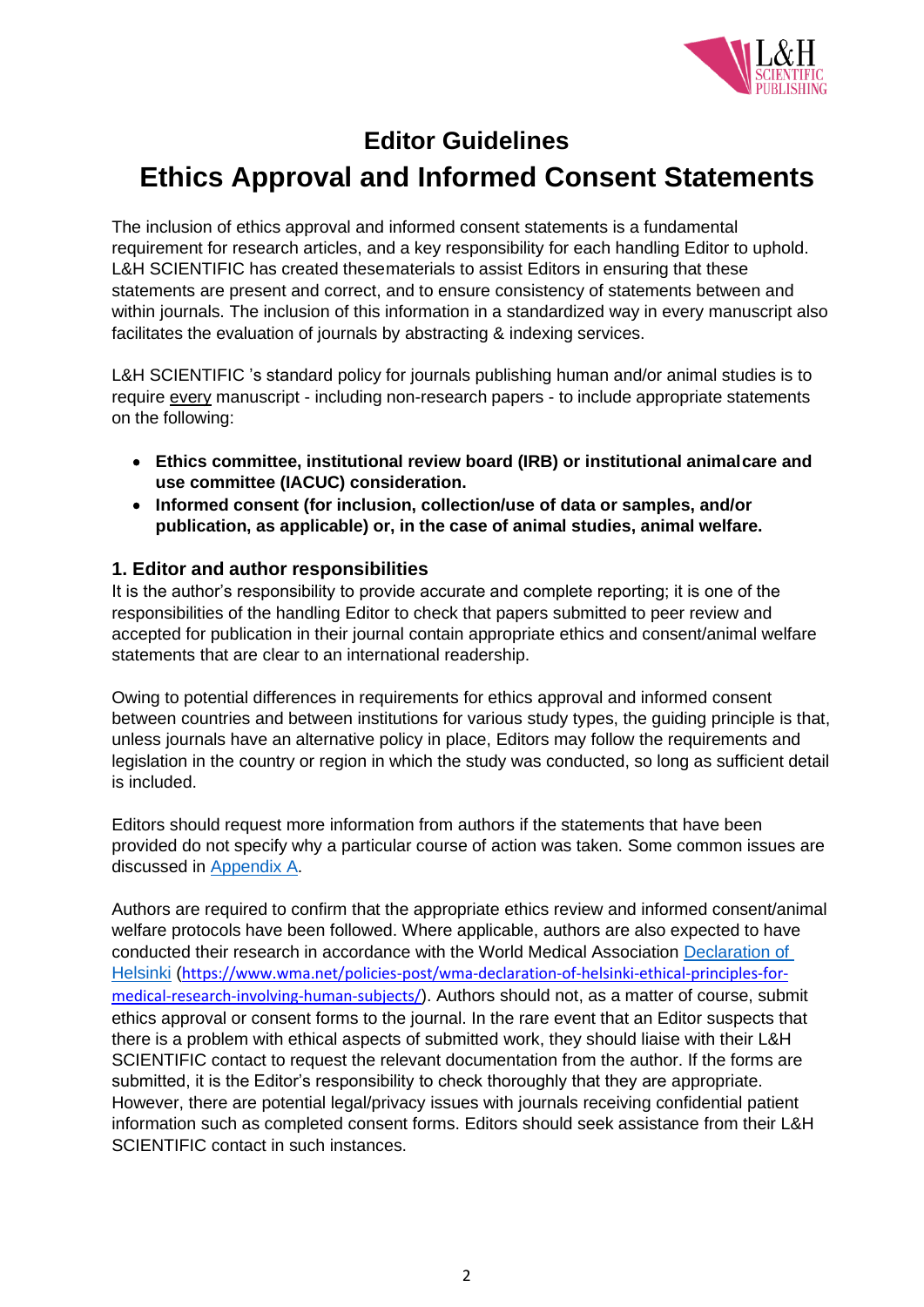# Editor Guidelines

# Ethics Approval and Informed Consent Statements

The inclusion of ethics approval and informed consent statements is a fundamental requirement for research articles, and a key responsibility for each handling Editor to uphold. L&H SCIENTIFIC has created thesematerials to assist Editors in ensuring that these statements are present and correct, and to ensure consistency of statements between and within journals. The inclusion of this information in a standardized way in every manuscript also facilitates the evaluation of journals by abstracting & indexing services.

L&H SCIENTIFIC 's standard policy for journals publishing human and/or animal studies is to require every manuscript - including non-research papers - to include appropriate statements on the following:

- **Ethics committee, institutional review board (IRB) or institutional animalcare and use committee (IACUC) consideration.**
- **Informed consent (for inclusion, collection/use of data or samples, and/or publication, as applicable) or, in the case of animal studies, animal welfare.**

## 1. Editor and author responsibilities

It is the author's responsibility to provide accurate and complete reporting; it is one of the responsibilities of the handling Editor to check that papers submitted to peer review and accepted for publication in their journal contain appropriate ethics and consent/animal welfare statements that are clear to an international readership.

Owing to potential differences in requirements for ethics approval and informed consent between countries and between institutions for various study types, the guiding principle is that, unless journals have an alternative policy in place, Editors may follow the requirements and legislation in the country or region in which the study was conducted, so long as sufficient detail is included.

Editors should request more information from authors if the statements that have been provided do not specify why a particular course of action was taken. Some common issues are discussed in Appendix A.

Authors are required to confirm that the appropriate ethics review and informed consent/animal welfare protocols have been followed. Where applicable, authors are also expected to have conducted their research in accordance with the World Medical Association Declaration of Helsinki (https://www.wma.net/policies-post/wma-declaration-of-helsinki-ethical-principles-for-medical-research-involving-human-subjects/). Authors should not, as a matter of course, submit ethics approval or consent forms to the journal. In the rare event that an Editor suspects that there is a problem with ethical aspects of submitted work, they should liaise with their L&H SCIENTIFIC contact to request the relevant documentation from the author. If the forms are submitted, it is the Editor's responsibility to check thoroughly that they are appropriate. However, there are potential legal/privacy issues with journals receiving confidential patient information such as completed consent forms. Editors should seek assistance from their L&H SCIENTIFIC contact in such instances.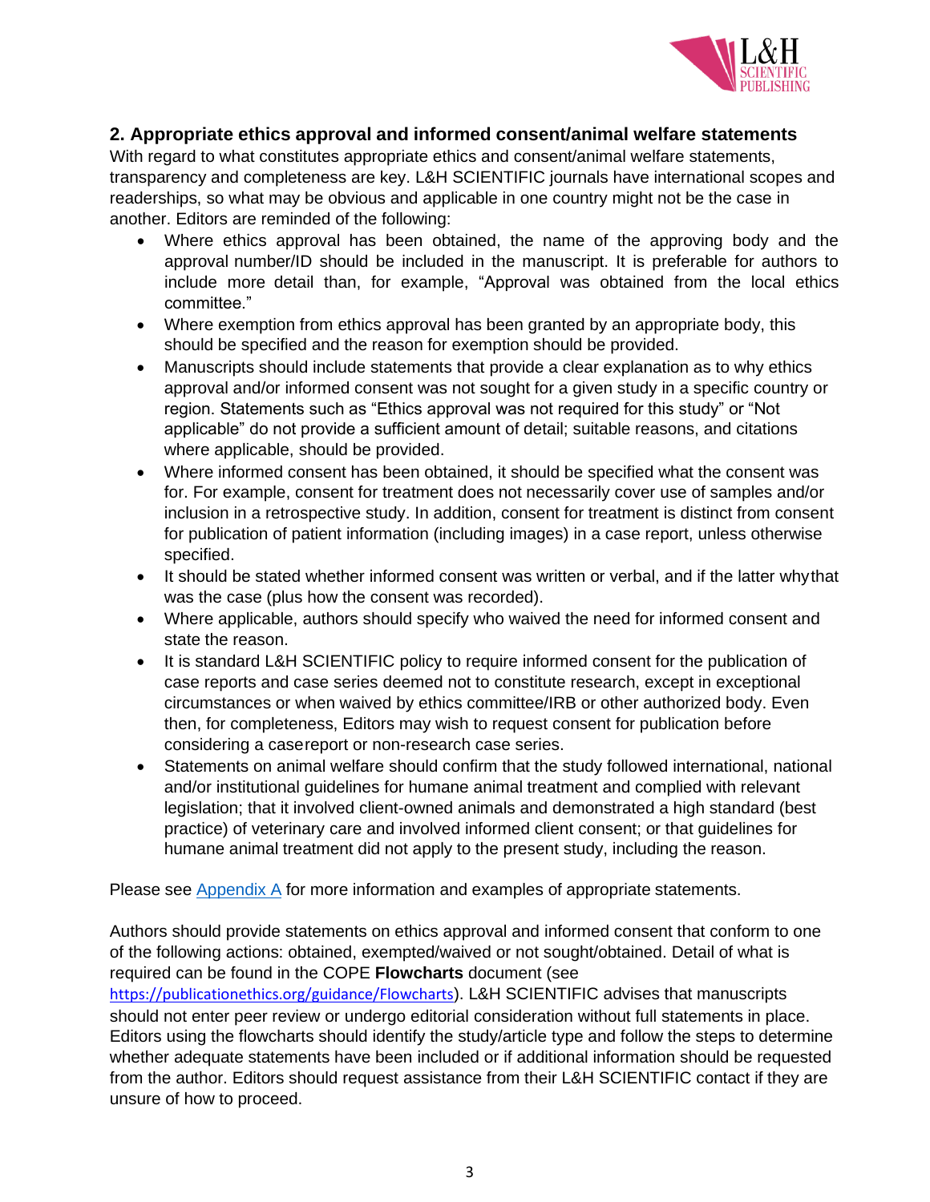## 2. Appropriate ethics approval and informed consent/animal welfare statements

With regard to what constitutes appropriate ethics and consent/animal welfare statements, transparency and completeness are key. L&H SCIENTIFIC journals have international scopes and readerships, so what may be obvious and applicable in one country might not be the case in another. Editors are reminded of the following:

- Where ethics approval has been obtained, the name of the approving body and the approval number/ID should be included in the manuscript. It is preferable for authors to include more detail than, for example, "Approval was obtained from the local ethics committee."
- Where exemption from ethics approval has been granted by an appropriate body, this should be specified and the reason for exemption should be provided.
- Manuscripts should include statements that provide a clear explanation as to why ethics approval and/or informed consent was not sought for a given study in a specific country or region. Statements such as "Ethics approval was not required for this study" or "Not applicable" do not provide a sufficient amount of detail; suitable reasons, and citations where applicable, should be provided.
- Where informed consent has been obtained, it should be specified what the consent was for. For example, consent for treatment does not necessarily cover use of samples and/or inclusion in a retrospective study. In addition, consent for treatment is distinct from consent for publication of patient information (including images) in a case report, unless otherwise specified.
- It should be stated whether informed consent was written or verbal, and if the latter why that was the case (plus how the consent was recorded).
- Where applicable, authors should specify who waived the need for informed consent and state the reason.
- It is standard L&H SCIENTIFIC policy to require informed consent for the publication of case reports and case series deemed not to constitute research, except in exceptional circumstances or when waived by ethics committee/IRB or other authorized body. Even then, for completeness, Editors may wish to request consent for publication before considering a case report or non-research case series.
- Statements on animal welfare should confirm that the study followed international, national and/or institutional guidelines for humane animal treatment and complied with relevant legislation; that it involved client-owned animals and demonstrated a high standard (best practice) of veterinary care and involved informed client consent; or that guidelines for humane animal treatment did not apply to the present study, including the reason.

Please see Appendix A for more information and examples of appropriate statements.

Authors should provide statements on ethics approval and informed consent that conform to one of the following actions: obtained, exempted/waived or not sought/obtained. Detail of what is required can be found in the COPE **Flowcharts** document (see https://publicationethics.org/guidance/Flowcharts). L&H SCIENTIFIC advises that manuscripts should not enter peer review or undergo editorial consideration without full statements in place. Editors using the flowcharts should identify the study/article type and follow the steps to determine whether adequate statements have been included or if additional information should be requested from the author. Editors should request assistance from their L&H SCIENTIFIC contact if they are unsure of how to proceed.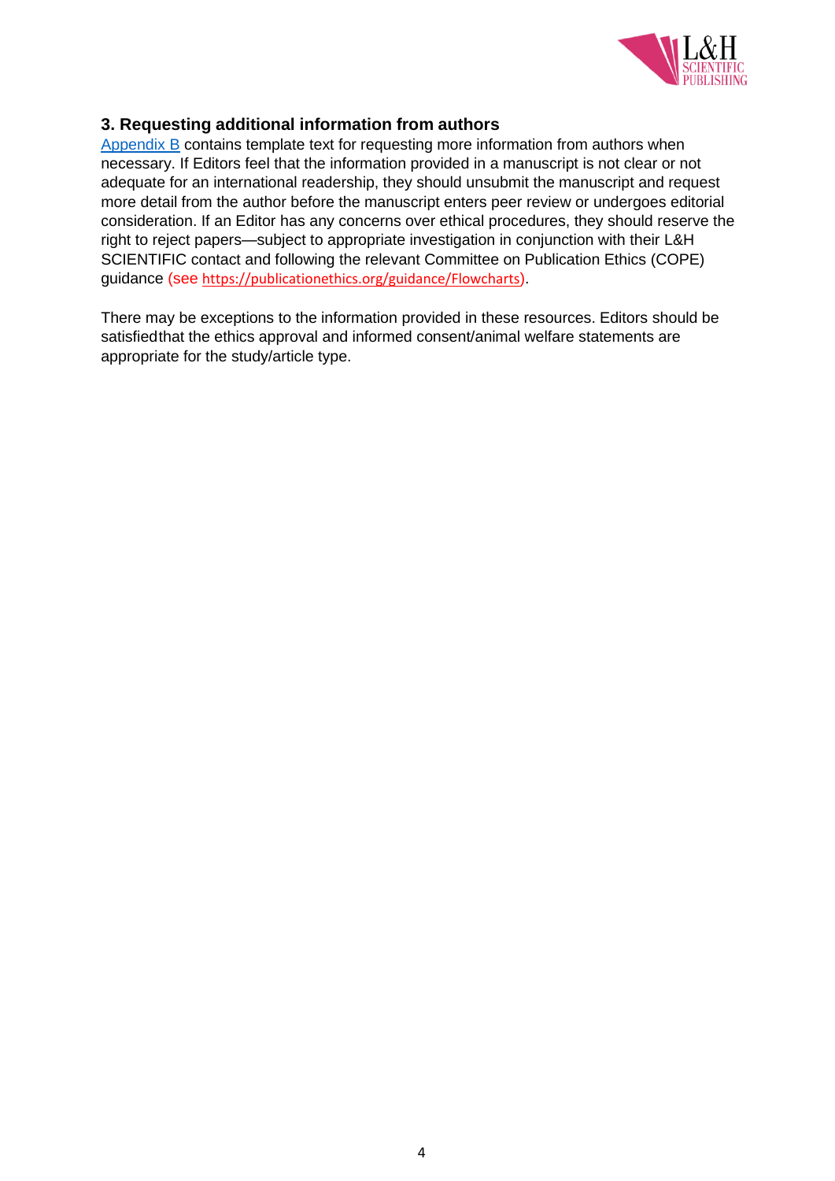### 3. Requesting additional information from authors

Appendix B contains template text for requesting more information from authors when necessary. If Editors feel that the information provided in a manuscript is not clear or not adequate for an international readership, they should unsubmit the manuscript and request more detail from the author before the manuscript enters peer review or undergoes editorial consideration. If an Editor has any concerns over ethical procedures, they should reserve the right to reject papers—subject to appropriate investigation in conjunction with their L&H SCIENTIFIC contact and following the relevant Committee on Publication Ethics (COPE) guidance (see https://publicationethics.org/guidance/Flowcharts).

There may be exceptions to the information provided in these resources. Editors should be satisfiedthat the ethics approval and informed consent/animal welfare statements are appropriate for the study/article type.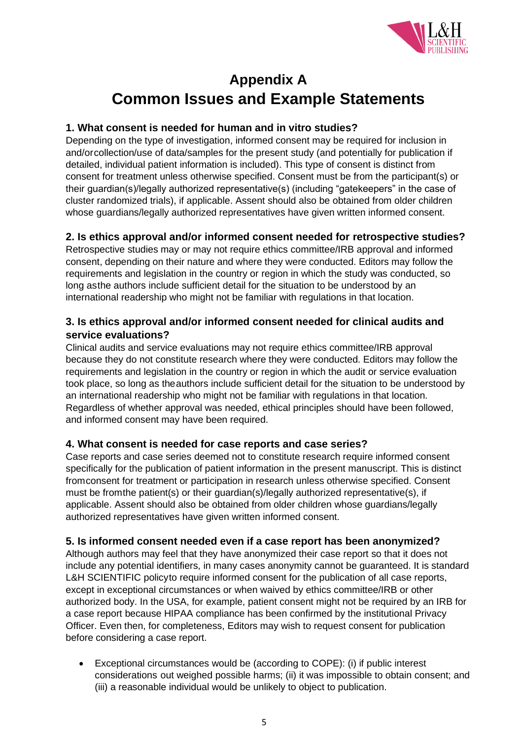# Appendix A
# Common Issues and Example Statements

### 1. What consent is needed for human and in vitro studies?

Depending on the type of investigation, informed consent may be required for inclusion in and/orcollection/use of data/samples for the present study (and potentially for publication if detailed, individual patient information is included). This type of consent is distinct from consent for treatment unless otherwise specified. Consent must be from the participant(s) or their guardian(s)/legally authorized representative(s) (including "gatekeepers" in the case of cluster randomized trials), if applicable. Assent should also be obtained from older children whose guardians/legally authorized representatives have given written informed consent.

### 2. Is ethics approval and/or informed consent needed for retrospective studies?

Retrospective studies may or may not require ethics committee/IRB approval and informed consent, depending on their nature and where they were conducted. Editors may follow the requirements and legislation in the country or region in which the study was conducted, so long asthe authors include sufficient detail for the situation to be understood by an international readership who might not be familiar with regulations in that location.

### 3. Is ethics approval and/or informed consent needed for clinical audits and service evaluations?

Clinical audits and service evaluations may not require ethics committee/IRB approval because they do not constitute research where they were conducted. Editors may follow the requirements and legislation in the country or region in which the audit or service evaluation took place, so long as theauthors include sufficient detail for the situation to be understood by an international readership who might not be familiar with regulations in that location. Regardless of whether approval was needed, ethical principles should have been followed, and informed consent may have been required.

### 4. What consent is needed for case reports and case series?

Case reports and case series deemed not to constitute research require informed consent specifically for the publication of patient information in the present manuscript. This is distinct fromconsent for treatment or participation in research unless otherwise specified. Consent must be fromthe patient(s) or their guardian(s)/legally authorized representative(s), if applicable. Assent should also be obtained from older children whose guardians/legally authorized representatives have given written informed consent.

### 5. Is informed consent needed even if a case report has been anonymized?

Although authors may feel that they have anonymized their case report so that it does not include any potential identifiers, in many cases anonymity cannot be guaranteed. It is standard L&H SCIENTIFIC policyto require informed consent for the publication of all case reports, except in exceptional circumstances or when waived by ethics committee/IRB or other authorized body. In the USA, for example, patient consent might not be required by an IRB for a case report because HIPAA compliance has been confirmed by the institutional Privacy Officer. Even then, for completeness, Editors may wish to request consent for publication before considering a case report.

- Exceptional circumstances would be (according to COPE): (i) if public interest considerations out weighed possible harms; (ii) it was impossible to obtain consent; and (iii) a reasonable individual would be unlikely to object to publication.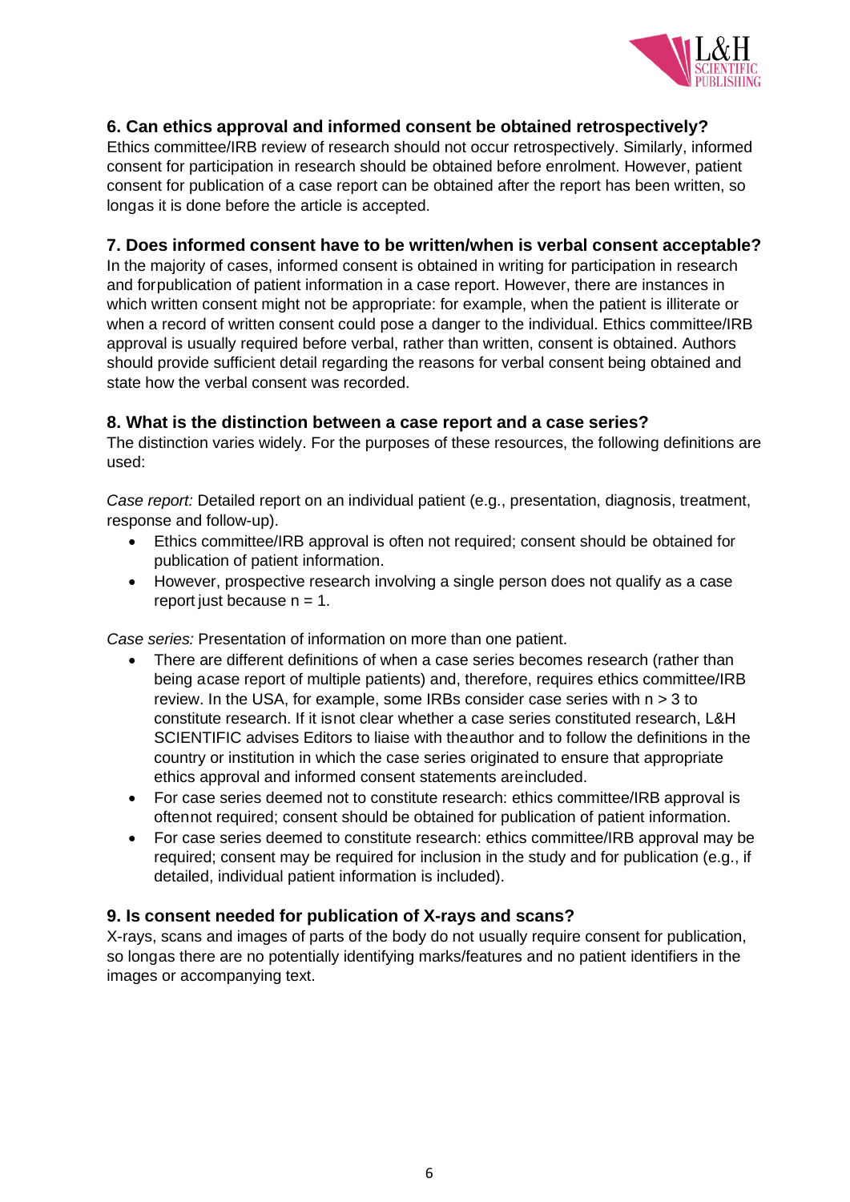### 6. Can ethics approval and informed consent be obtained retrospectively?

Ethics committee/IRB review of research should not occur retrospectively. Similarly, informed consent for participation in research should be obtained before enrolment. However, patient consent for publication of a case report can be obtained after the report has been written, so longas it is done before the article is accepted.

### 7. Does informed consent have to be written/when is verbal consent acceptable?

In the majority of cases, informed consent is obtained in writing for participation in research and forpublication of patient information in a case report. However, there are instances in which written consent might not be appropriate: for example, when the patient is illiterate or when a record of written consent could pose a danger to the individual. Ethics committee/IRB approval is usually required before verbal, rather than written, consent is obtained. Authors should provide sufficient detail regarding the reasons for verbal consent being obtained and state how the verbal consent was recorded.

### 8. What is the distinction between a case report and a case series?

The distinction varies widely. For the purposes of these resources, the following definitions are used:

*Case report:* Detailed report on an individual patient (e.g., presentation, diagnosis, treatment, response and follow-up).

- Ethics committee/IRB approval is often not required; consent should be obtained for publication of patient information.
- However, prospective research involving a single person does not qualify as a case report just because n = 1.

*Case series:* Presentation of information on more than one patient.

- There are different definitions of when a case series becomes research (rather than being acase report of multiple patients) and, therefore, requires ethics committee/IRB review. In the USA, for example, some IRBs consider case series with n > 3 to constitute research. If it isnot clear whether a case series constituted research, L&H SCIENTIFIC advises Editors to liaise with theauthor and to follow the definitions in the country or institution in which the case series originated to ensure that appropriate ethics approval and informed consent statements areincluded.
- For case series deemed not to constitute research: ethics committee/IRB approval is oftennot required; consent should be obtained for publication of patient information.
- For case series deemed to constitute research: ethics committee/IRB approval may be required; consent may be required for inclusion in the study and for publication (e.g., if detailed, individual patient information is included).

### 9. Is consent needed for publication of X-rays and scans?

X-rays, scans and images of parts of the body do not usually require consent for publication, so longas there are no potentially identifying marks/features and no patient identifiers in the images or accompanying text.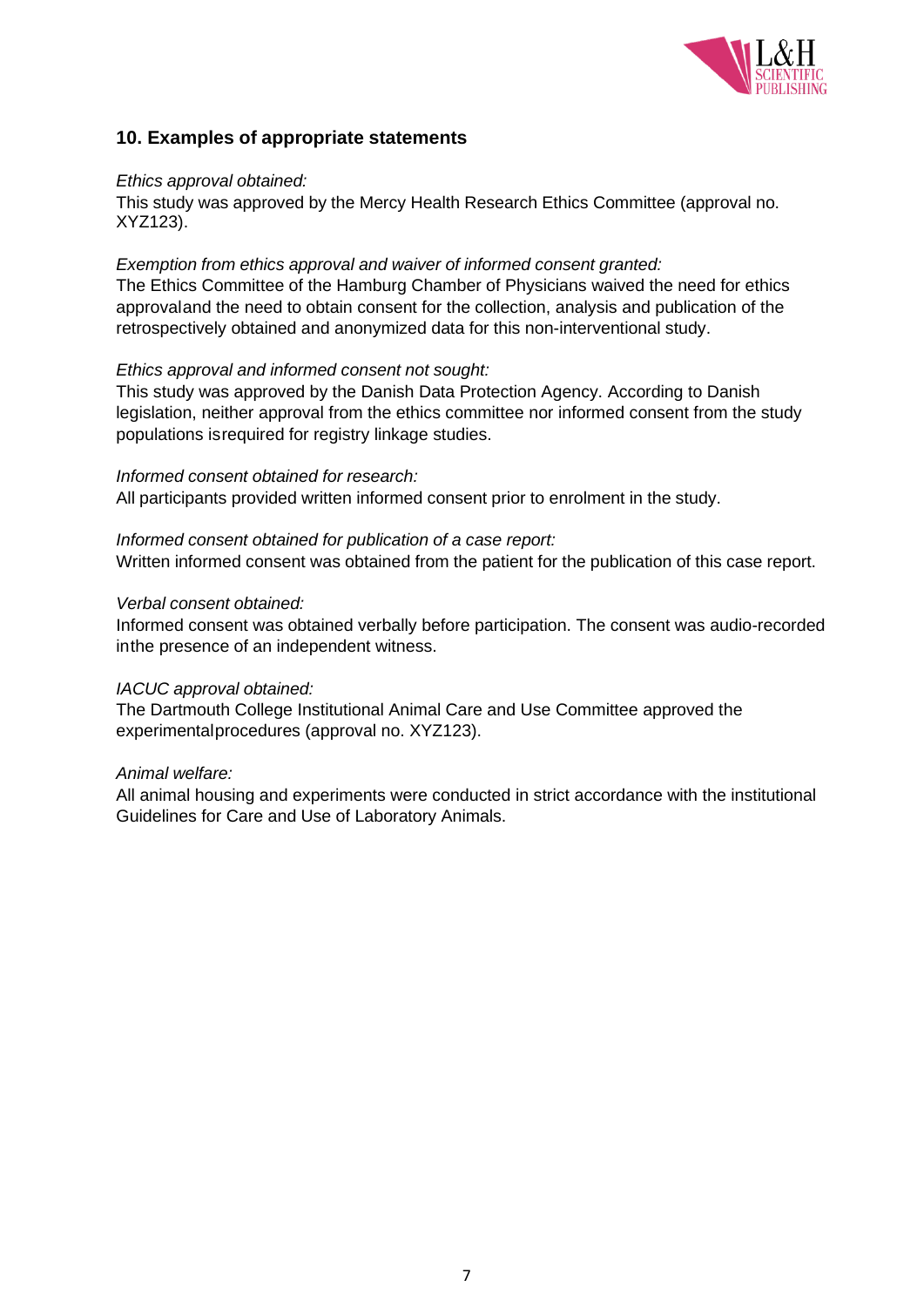## 10. Examples of appropriate statements

*Ethics approval obtained:*

This study was approved by the Mercy Health Research Ethics Committee (approval no. XYZ123).

*Exemption from ethics approval and waiver of informed consent granted:*

The Ethics Committee of the Hamburg Chamber of Physicians waived the need for ethics approvaland the need to obtain consent for the collection, analysis and publication of the retrospectively obtained and anonymized data for this non-interventional study.

*Ethics approval and informed consent not sought:*

This study was approved by the Danish Data Protection Agency. According to Danish legislation, neither approval from the ethics committee nor informed consent from the study populations isrequired for registry linkage studies.

*Informed consent obtained for research:*

All participants provided written informed consent prior to enrolment in the study.

*Informed consent obtained for publication of a case report:*

Written informed consent was obtained from the patient for the publication of this case report.

*Verbal consent obtained:*

Informed consent was obtained verbally before participation. The consent was audio-recorded inthe presence of an independent witness.

*IACUC approval obtained:*

The Dartmouth College Institutional Animal Care and Use Committee approved the experimentalprocedures (approval no. XYZ123).

*Animal welfare:*

All animal housing and experiments were conducted in strict accordance with the institutional Guidelines for Care and Use of Laboratory Animals.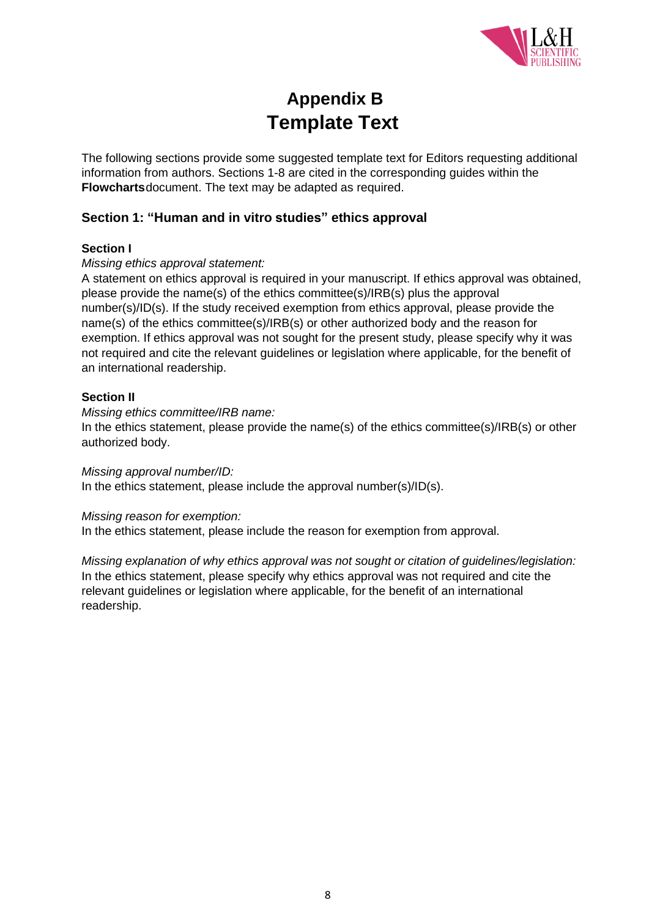# Appendix B
# Template Text

The following sections provide some suggested template text for Editors requesting additional information from authors. Sections 1-8 are cited in the corresponding guides within the **Flowcharts** document. The text may be adapted as required.

## Section 1: "Human and in vitro studies" ethics approval

### Section I

*Missing ethics approval statement:*

A statement on ethics approval is required in your manuscript. If ethics approval was obtained, please provide the name(s) of the ethics committee(s)/IRB(s) plus the approval number(s)/ID(s). If the study received exemption from ethics approval, please provide the name(s) of the ethics committee(s)/IRB(s) or other authorized body and the reason for exemption. If ethics approval was not sought for the present study, please specify why it was not required and cite the relevant guidelines or legislation where applicable, for the benefit of an international readership.

### Section II

*Missing ethics committee/IRB name:*

In the ethics statement, please provide the name(s) of the ethics committee(s)/IRB(s) or other authorized body.

*Missing approval number/ID:*

In the ethics statement, please include the approval number(s)/ID(s).

*Missing reason for exemption:*

In the ethics statement, please include the reason for exemption from approval.

*Missing explanation of why ethics approval was not sought or citation of guidelines/legislation:*

In the ethics statement, please specify why ethics approval was not required and cite the relevant guidelines or legislation where applicable, for the benefit of an international readership.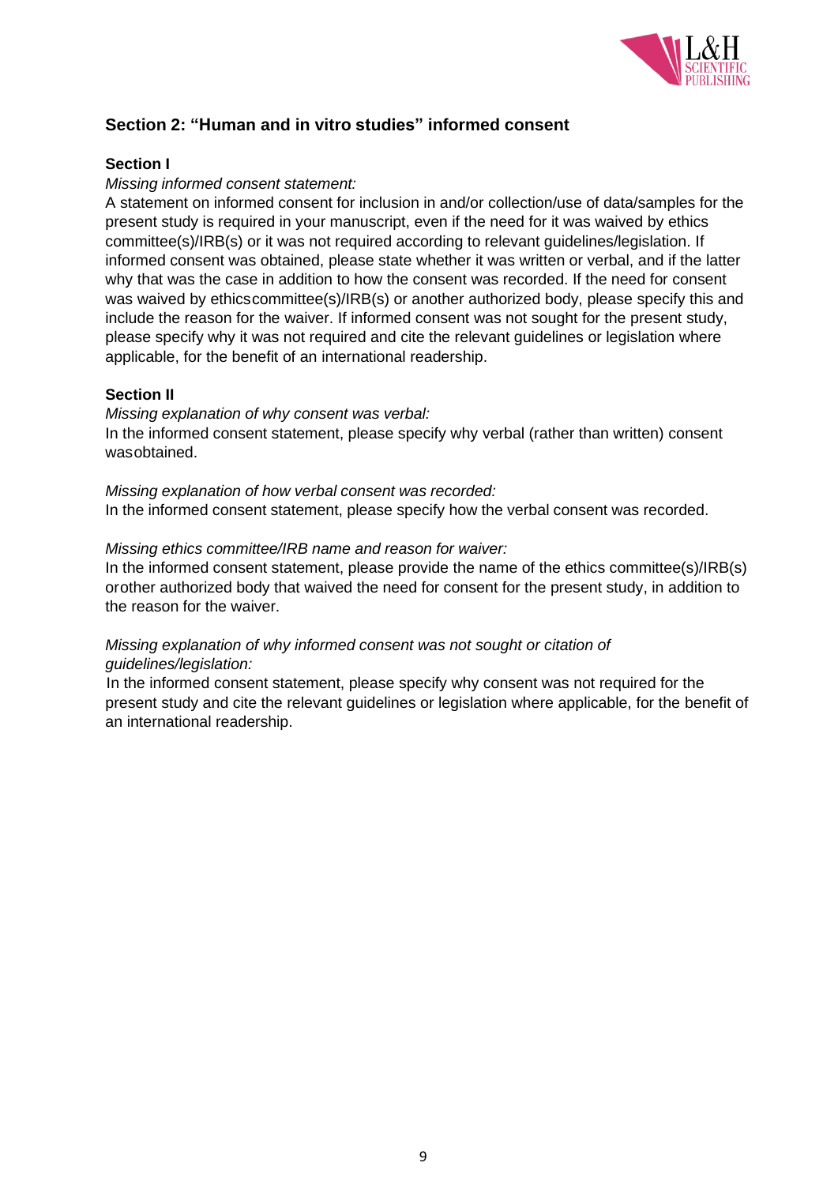## Section 2: "Human and in vitro studies" informed consent

### Section I

*Missing informed consent statement:*

A statement on informed consent for inclusion in and/or collection/use of data/samples for the present study is required in your manuscript, even if the need for it was waived by ethics committee(s)/IRB(s) or it was not required according to relevant guidelines/legislation. If informed consent was obtained, please state whether it was written or verbal, and if the latter why that was the case in addition to how the consent was recorded. If the need for consent was waived by ethicscommittee(s)/IRB(s) or another authorized body, please specify this and include the reason for the waiver. If informed consent was not sought for the present study, please specify why it was not required and cite the relevant guidelines or legislation where applicable, for the benefit of an international readership.

### Section II

*Missing explanation of why consent was verbal:*

In the informed consent statement, please specify why verbal (rather than written) consent wasobtained.

*Missing explanation of how verbal consent was recorded:*

In the informed consent statement, please specify how the verbal consent was recorded.

*Missing ethics committee/IRB name and reason for waiver:*

In the informed consent statement, please provide the name of the ethics committee(s)/IRB(s) orother authorized body that waived the need for consent for the present study, in addition to the reason for the waiver.

*Missing explanation of why informed consent was not sought or citation of guidelines/legislation:*

In the informed consent statement, please specify why consent was not required for the present study and cite the relevant guidelines or legislation where applicable, for the benefit of an international readership.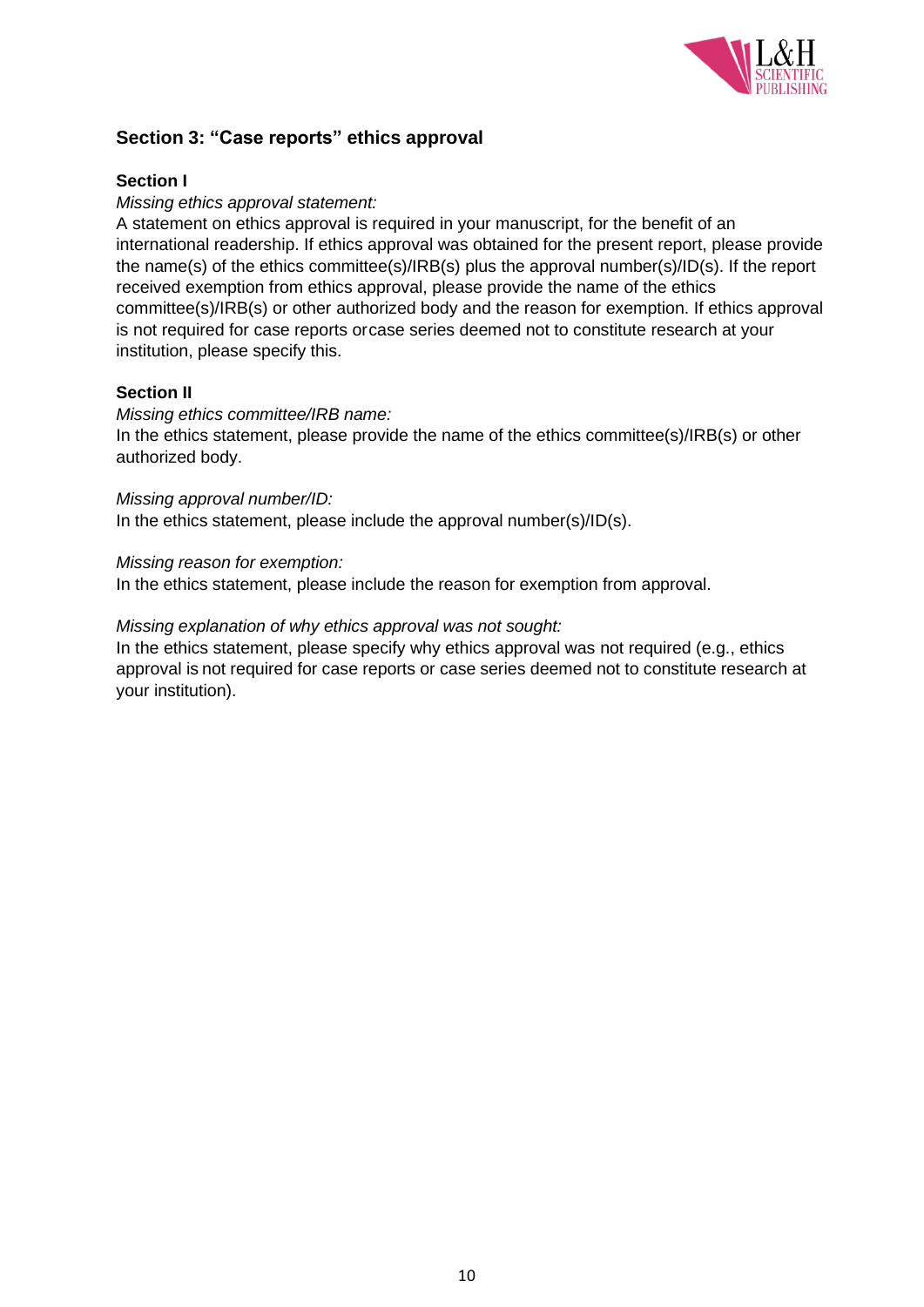## Section 3: "Case reports" ethics approval

### Section I

*Missing ethics approval statement:*

A statement on ethics approval is required in your manuscript, for the benefit of an international readership. If ethics approval was obtained for the present report, please provide the name(s) of the ethics committee(s)/IRB(s) plus the approval number(s)/ID(s). If the report received exemption from ethics approval, please provide the name of the ethics committee(s)/IRB(s) or other authorized body and the reason for exemption. If ethics approval is not required for case reports orcase series deemed not to constitute research at your institution, please specify this.

### Section II

*Missing ethics committee/IRB name:*

In the ethics statement, please provide the name of the ethics committee(s)/IRB(s) or other authorized body.

*Missing approval number/ID:*

In the ethics statement, please include the approval number(s)/ID(s).

*Missing reason for exemption:*

In the ethics statement, please include the reason for exemption from approval.

*Missing explanation of why ethics approval was not sought:*

In the ethics statement, please specify why ethics approval was not required (e.g., ethics approval is not required for case reports or case series deemed not to constitute research at your institution).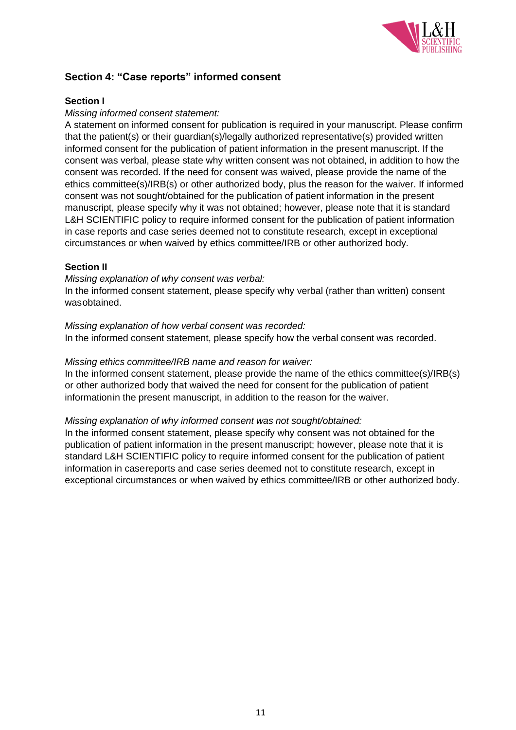## Section 4: "Case reports" informed consent

### Section I

*Missing informed consent statement:*

A statement on informed consent for publication is required in your manuscript. Please confirm that the patient(s) or their guardian(s)/legally authorized representative(s) provided written informed consent for the publication of patient information in the present manuscript. If the consent was verbal, please state why written consent was not obtained, in addition to how the consent was recorded. If the need for consent was waived, please provide the name of the ethics committee(s)/IRB(s) or other authorized body, plus the reason for the waiver. If informed consent was not sought/obtained for the publication of patient information in the present manuscript, please specify why it was not obtained; however, please note that it is standard L&H SCIENTIFIC policy to require informed consent for the publication of patient information in case reports and case series deemed not to constitute research, except in exceptional circumstances or when waived by ethics committee/IRB or other authorized body.

### Section II

*Missing explanation of why consent was verbal:*

In the informed consent statement, please specify why verbal (rather than written) consent wasobtained.

*Missing explanation of how verbal consent was recorded:*

In the informed consent statement, please specify how the verbal consent was recorded.

*Missing ethics committee/IRB name and reason for waiver:*

In the informed consent statement, please provide the name of the ethics committee(s)/IRB(s) or other authorized body that waived the need for consent for the publication of patient informationin the present manuscript, in addition to the reason for the waiver.

*Missing explanation of why informed consent was not sought/obtained:*

In the informed consent statement, please specify why consent was not obtained for the publication of patient information in the present manuscript; however, please note that it is standard L&H SCIENTIFIC policy to require informed consent for the publication of patient information in casereports and case series deemed not to constitute research, except in exceptional circumstances or when waived by ethics committee/IRB or other authorized body.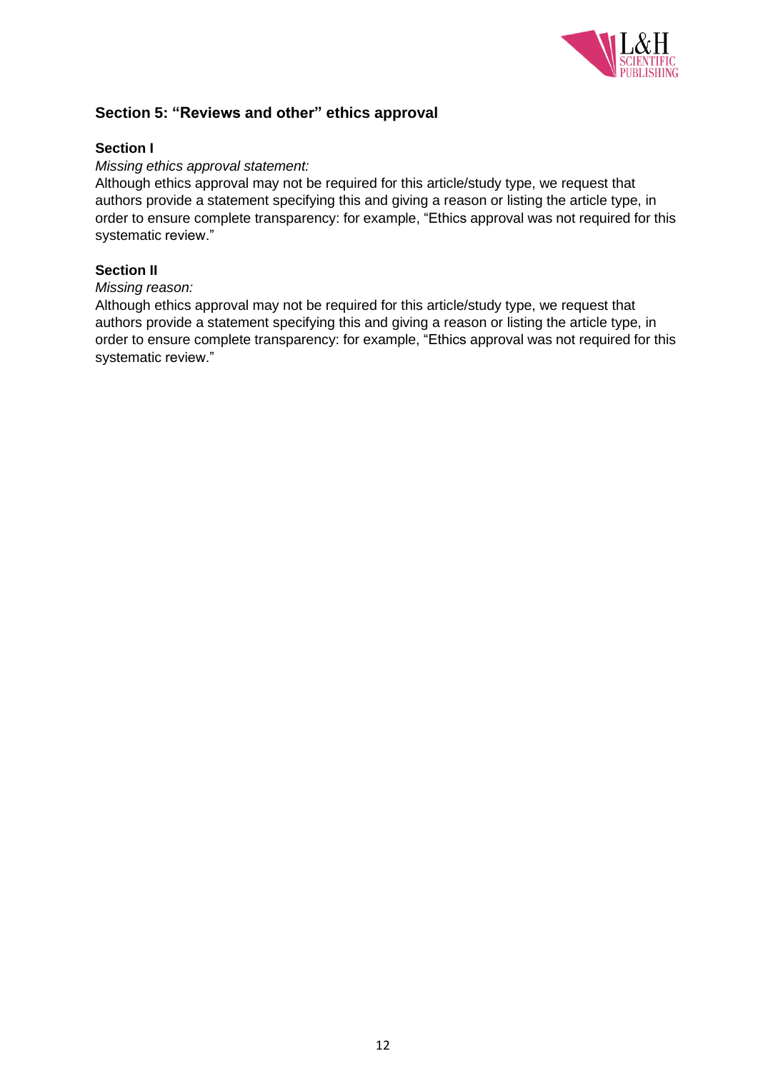## Section 5: "Reviews and other" ethics approval

### Section I

*Missing ethics approval statement:*

Although ethics approval may not be required for this article/study type, we request that authors provide a statement specifying this and giving a reason or listing the article type, in order to ensure complete transparency: for example, "Ethics approval was not required for this systematic review."

### Section II

*Missing reason:*

Although ethics approval may not be required for this article/study type, we request that authors provide a statement specifying this and giving a reason or listing the article type, in order to ensure complete transparency: for example, "Ethics approval was not required for this systematic review."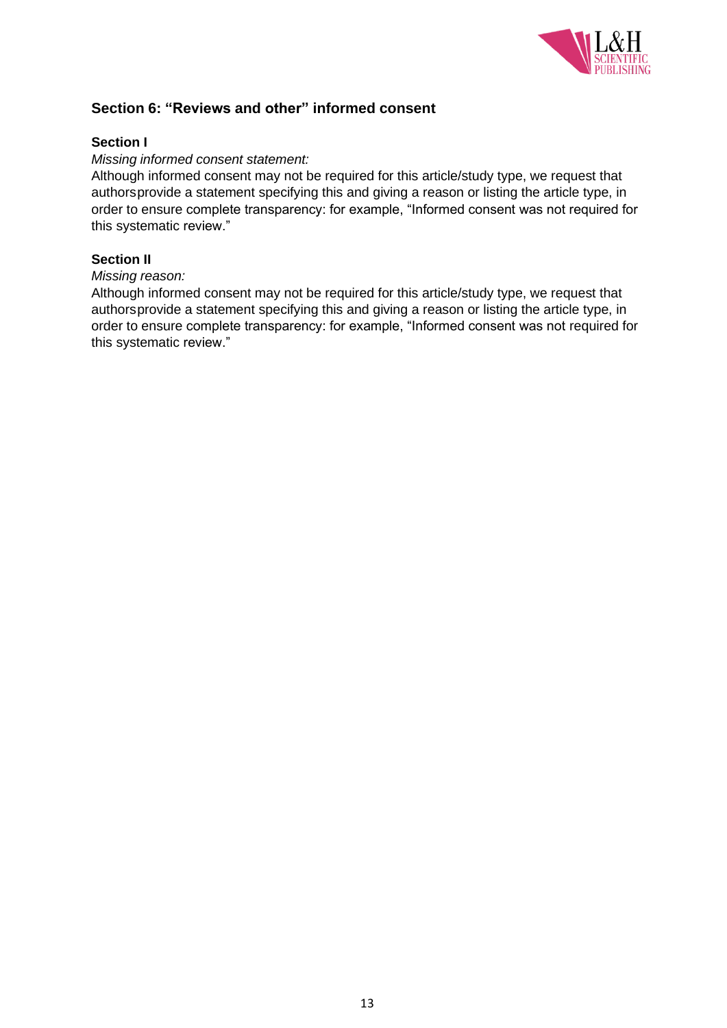## Section 6: "Reviews and other" informed consent

### Section I

*Missing informed consent statement:*

Although informed consent may not be required for this article/study type, we request that authorsprovide a statement specifying this and giving a reason or listing the article type, in order to ensure complete transparency: for example, "Informed consent was not required for this systematic review."

### Section II

*Missing reason:*

Although informed consent may not be required for this article/study type, we request that authorsprovide a statement specifying this and giving a reason or listing the article type, in order to ensure complete transparency: for example, "Informed consent was not required for this systematic review."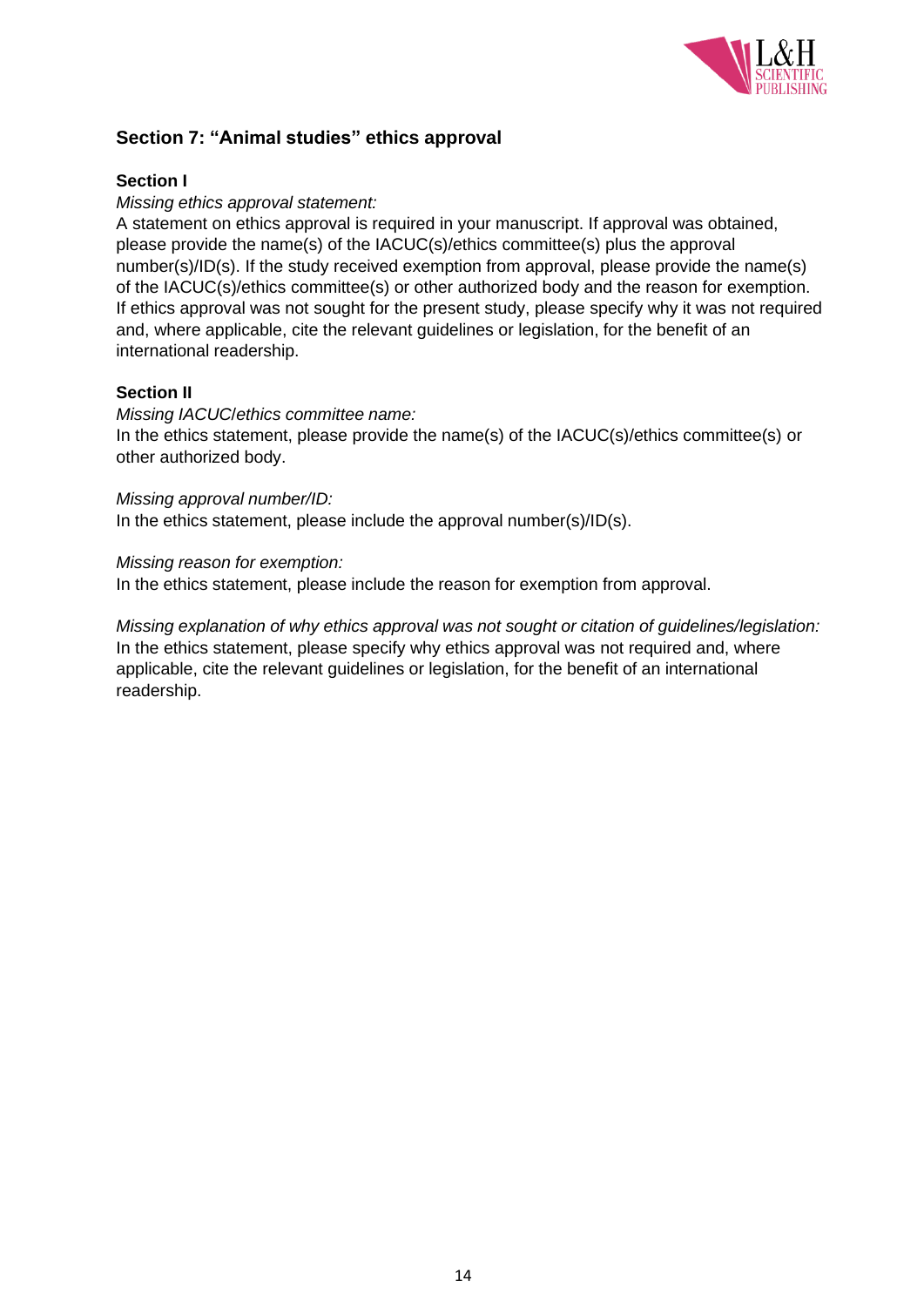## Section 7: "Animal studies" ethics approval

### Section I

*Missing ethics approval statement:*

A statement on ethics approval is required in your manuscript. If approval was obtained, please provide the name(s) of the IACUC(s)/ethics committee(s) plus the approval number(s)/ID(s). If the study received exemption from approval, please provide the name(s) of the IACUC(s)/ethics committee(s) or other authorized body and the reason for exemption. If ethics approval was not sought for the present study, please specify why it was not required and, where applicable, cite the relevant guidelines or legislation, for the benefit of an international readership.

### Section II

*Missing IACUC/ethics committee name:*

In the ethics statement, please provide the name(s) of the IACUC(s)/ethics committee(s) or other authorized body.

*Missing approval number/ID:*

In the ethics statement, please include the approval number(s)/ID(s).

*Missing reason for exemption:*

In the ethics statement, please include the reason for exemption from approval.

*Missing explanation of why ethics approval was not sought or citation of guidelines/legislation:*

In the ethics statement, please specify why ethics approval was not required and, where applicable, cite the relevant guidelines or legislation, for the benefit of an international readership.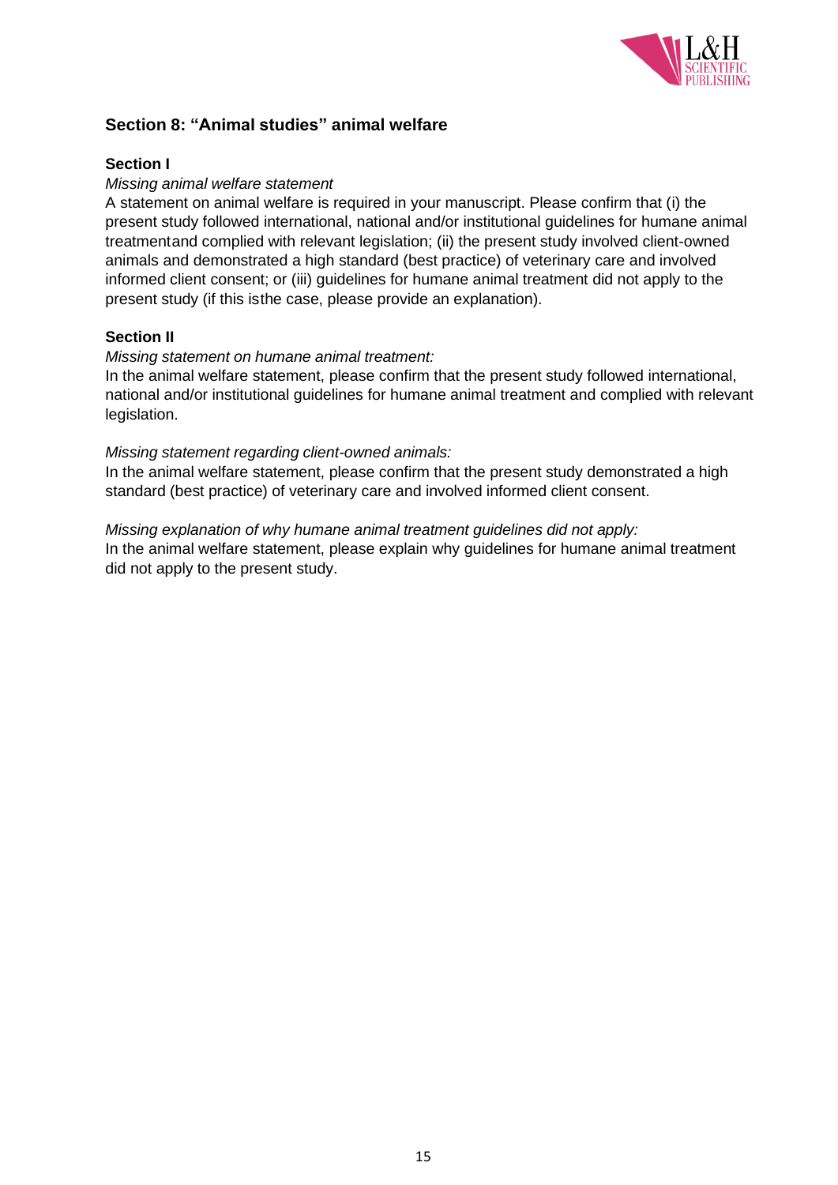## Section 8: "Animal studies" animal welfare

### Section I

*Missing animal welfare statement*

A statement on animal welfare is required in your manuscript. Please confirm that (i) the present study followed international, national and/or institutional guidelines for humane animal treatmentand complied with relevant legislation; (ii) the present study involved client-owned animals and demonstrated a high standard (best practice) of veterinary care and involved informed client consent; or (iii) guidelines for humane animal treatment did not apply to the present study (if this isthe case, please provide an explanation).

### Section II

*Missing statement on humane animal treatment:*

In the animal welfare statement, please confirm that the present study followed international, national and/or institutional guidelines for humane animal treatment and complied with relevant legislation.

*Missing statement regarding client-owned animals:*

In the animal welfare statement, please confirm that the present study demonstrated a high standard (best practice) of veterinary care and involved informed client consent.

*Missing explanation of why humane animal treatment guidelines did not apply:*

In the animal welfare statement, please explain why guidelines for humane animal treatment did not apply to the present study.